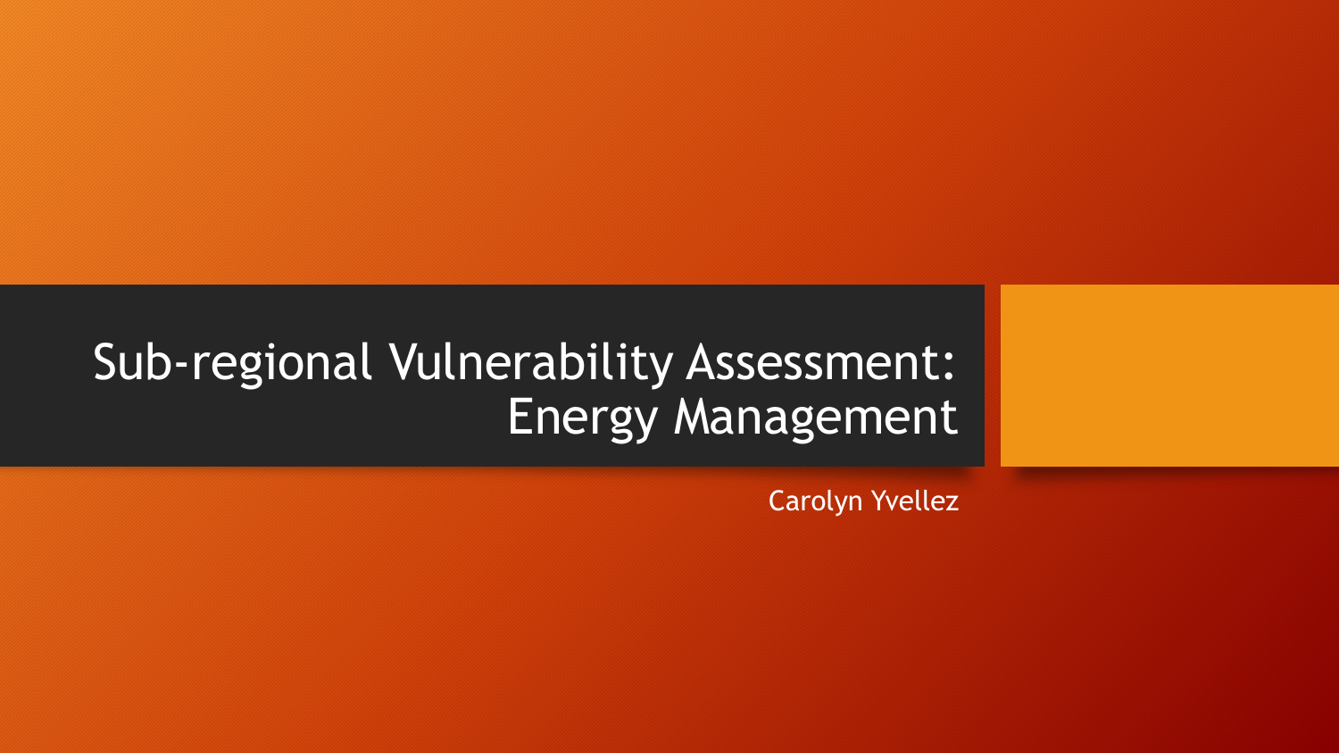# Sub-regional Vulnerability Assessment: Energy Management

Carolyn Yvellez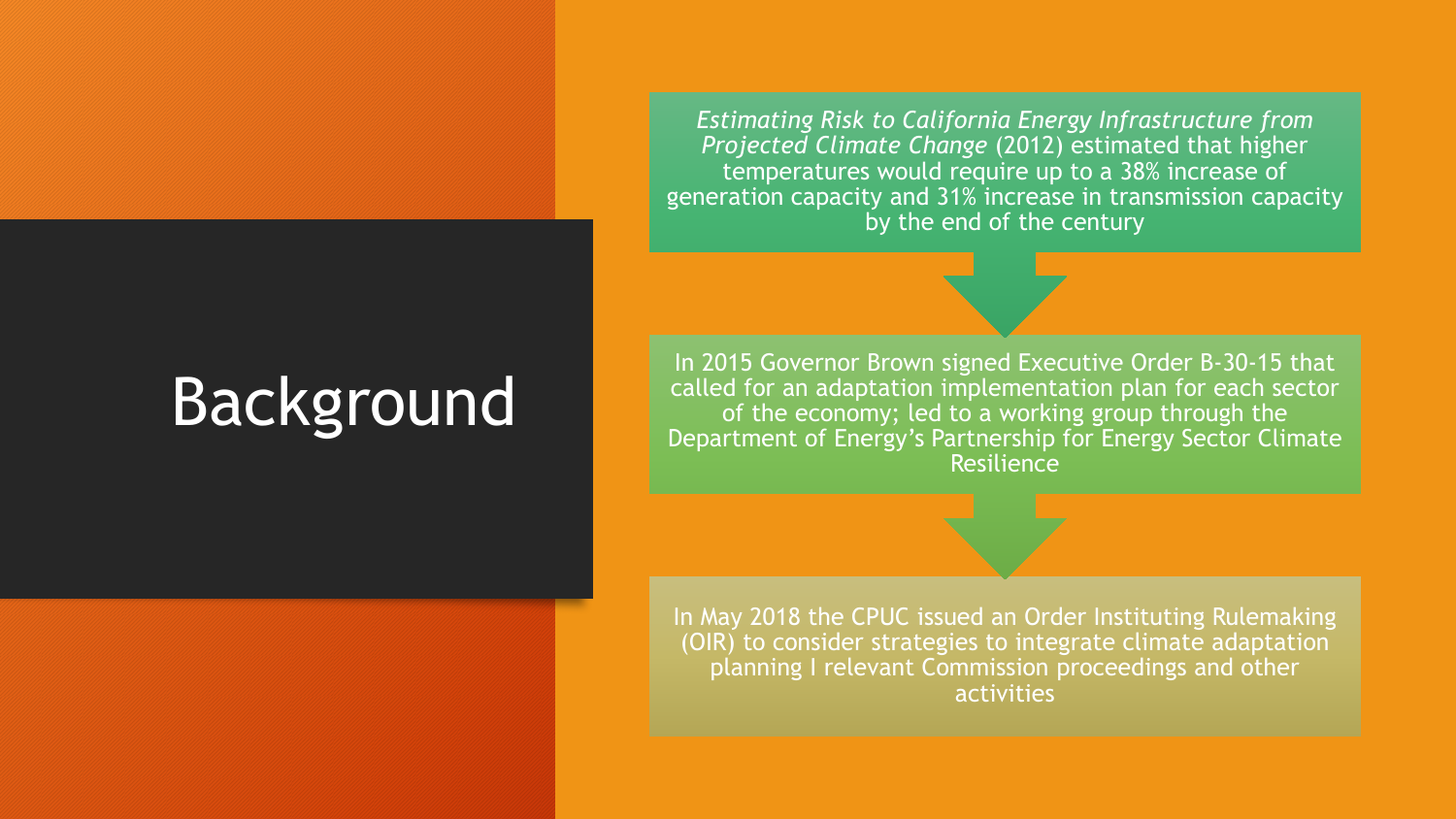# Background

*Estimating Risk to California Energy Infrastructure from Projected Climate Change* (2012) estimated that higher temperatures would require up to a 38% increase of generation capacity and 31% increase in transmission capacity by the end of the century

In 2015 Governor Brown signed Executive Order B-30-15 that called for an adaptation implementation plan for each sector of the economy; led to a working group through the Department of Energy's Partnership for Energy Sector Climate Resilience

In May 2018 the CPUC issued an Order Instituting Rulemaking (OIR) to consider strategies to integrate climate adaptation planning I relevant Commission proceedings and other activities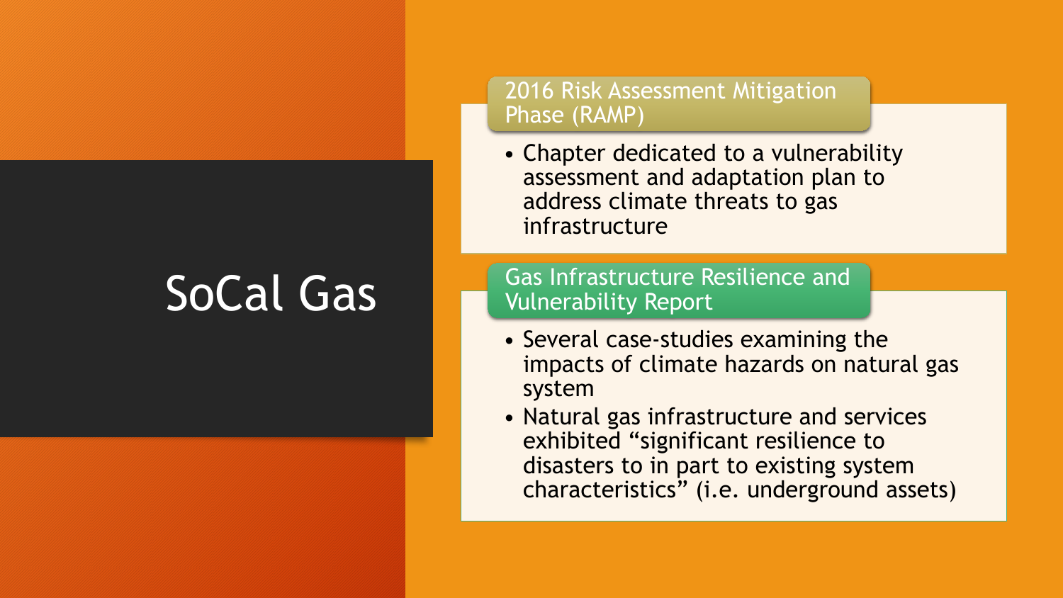# SoCal Gas

## 2016 Risk Assessment Mitigation Phase (RAMP)

- Chapter dedicated to a vulnerability assessment and adaptation plan to address climate threats to gas infrastructure

## Gas Infrastructure Resilience and Vulnerability Report

- Several case-studies examining the impacts of climate hazards on natural gas system
- Natural gas infrastructure and services exhibited "significant resilience to disasters to in part to existing system characteristics" (i.e. underground assets)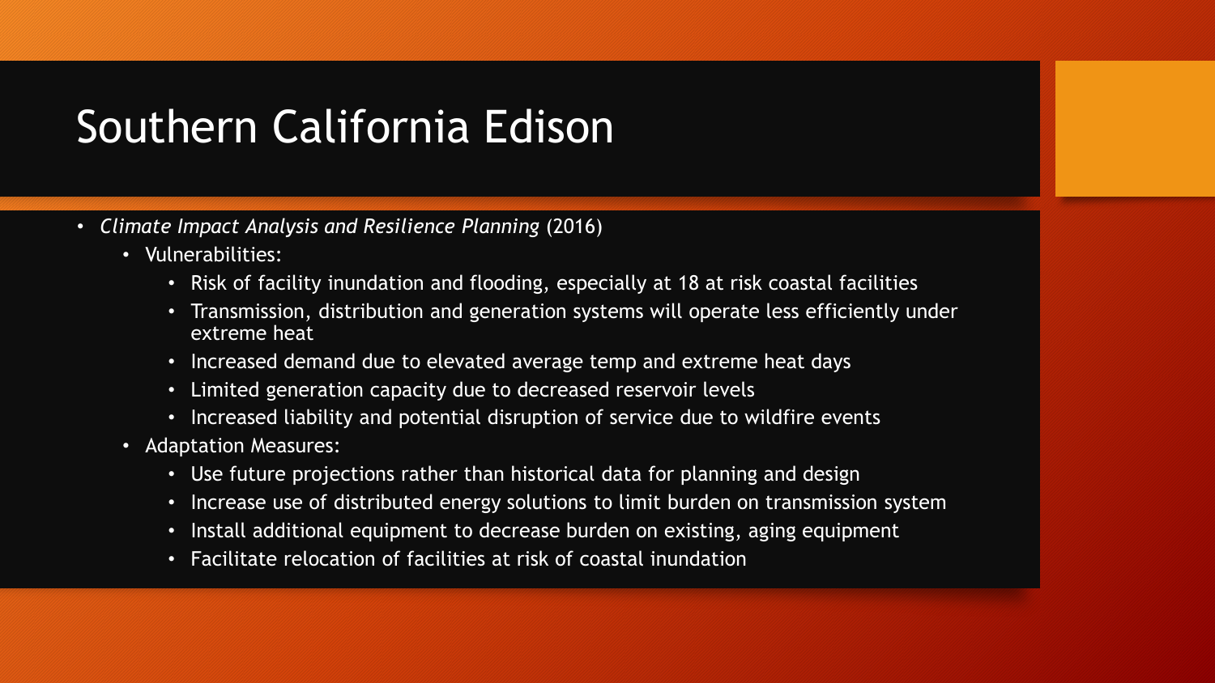# Southern California Edison

- *Climate Impact Analysis and Resilience Planning* (2016)
  - Vulnerabilities:
    - Risk of facility inundation and flooding, especially at 18 at risk coastal facilities
    - Transmission, distribution and generation systems will operate less efficiently under extreme heat
    - Increased demand due to elevated average temp and extreme heat days
    - Limited generation capacity due to decreased reservoir levels
    - Increased liability and potential disruption of service due to wildfire events
  - Adaptation Measures:
    - Use future projections rather than historical data for planning and design
    - Increase use of distributed energy solutions to limit burden on transmission system
    - Install additional equipment to decrease burden on existing, aging equipment
    - Facilitate relocation of facilities at risk of coastal inundation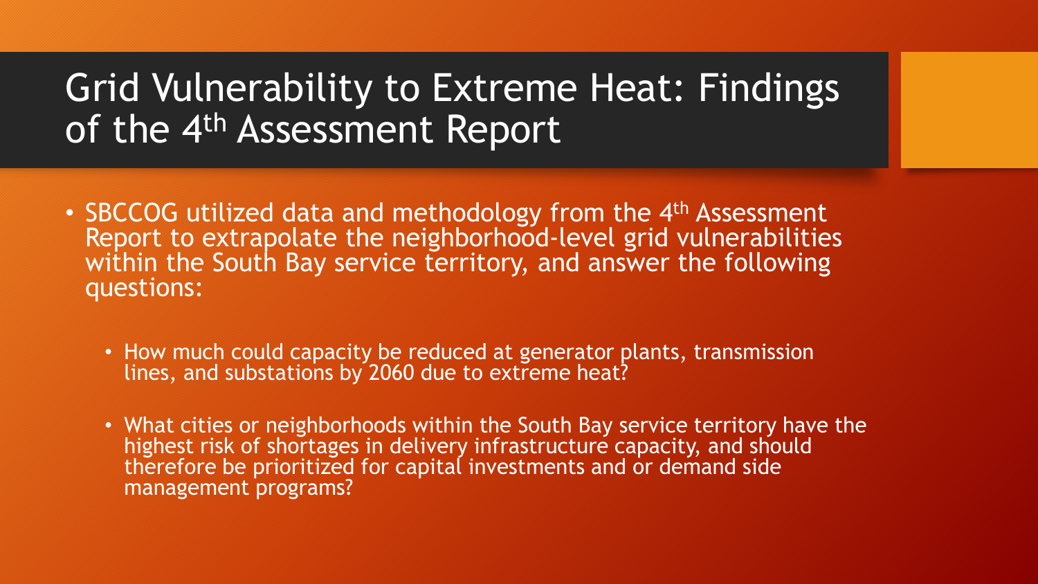# Grid Vulnerability to Extreme Heat: Findings of the 4th Assessment Report

- SBCCOG utilized data and methodology from the 4th Assessment Report to extrapolate the neighborhood-level grid vulnerabilities within the South Bay service territory, and answer the following questions:
  - How much could capacity be reduced at generator plants, transmission lines, and substations by 2060 due to extreme heat?
  - What cities or neighborhoods within the South Bay service territory have the highest risk of shortages in delivery infrastructure capacity, and should therefore be prioritized for capital investments and or demand side management programs?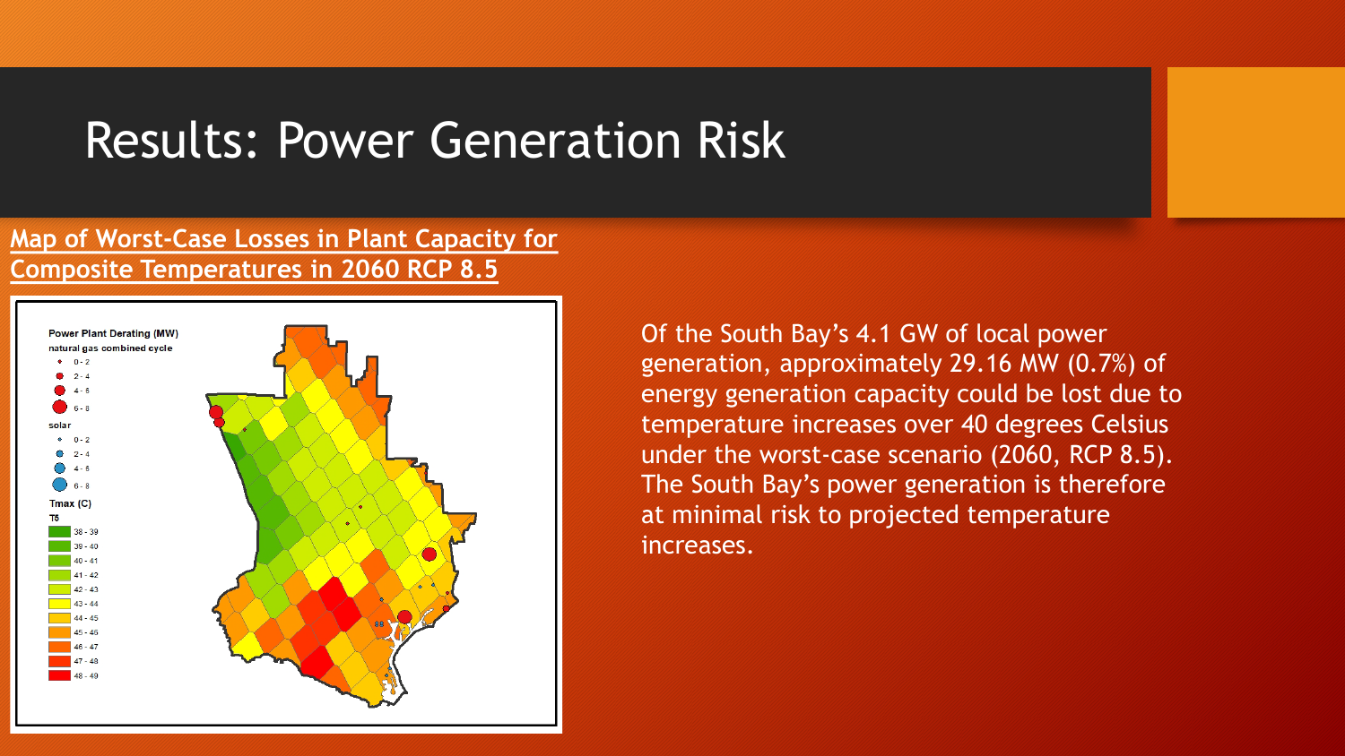# Results: Power Generation Risk

**Map of Worst-Case Losses in Plant Capacity for Composite Temperatures in 2060 RCP 8.5**

Power Plant Derating (MW)

natural gas combined cycle

- 0 - 2
- 2 - 4
- 4 - 6
- 6 - 8

solar

- 0 - 2
- 2 - 4
- 4 - 6
- 6 - 8

Tmax (C)

T5

- 38 - 39
- 39 - 40
- 40 - 41
- 41 - 42
- 42 - 43
- 43 - 44
- 44 - 45
- 45 - 46
- 46 - 47
- 47 - 48
- 48 - 49

Of the South Bay's 4.1 GW of local power generation, approximately 29.16 MW (0.7%) of energy generation capacity could be lost due to temperature increases over 40 degrees Celsius under the worst-case scenario (2060, RCP 8.5). The South Bay's power generation is therefore at minimal risk to projected temperature increases.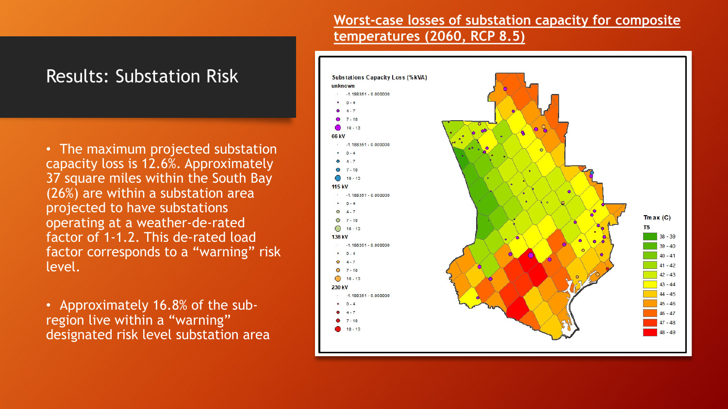# Results: Substation Risk

- The maximum projected substation capacity loss is 12.6%. Approximately 37 square miles within the South Bay (26%) are within a substation area projected to have substations operating at a weather-de-rated factor of 1-1.2. This de-rated load factor corresponds to a "warning" risk level.

- Approximately 16.8% of the sub-region live within a "warning" designated risk level substation area

## Worst-case losses of substation capacity for composite temperatures (2060, RCP 8.5)

**Substations Capacity Loss (%kVA)**

| Voltage | Classes |
| --- | --- |
| unknown | -1.188351 - 0.000000; 0 - 4; 4 - 7; 7 - 10; 10 - 13 |
| 66 kV | -1.188351 - 0.000000; 0 - 4; 4 - 7; 7 - 10; 10 - 13 |
| 115 kV | -1.188351 - 0.000000; 0 - 4; 4 - 7; 7 - 10; 10 - 13 |
| 138 kV | -1.188351 - 0.000000; 0 - 4; 4 - 7; 7 - 10; 10 - 13 |
| 230 kV | -1.188351 - 0.000000; 0 - 4; 4 - 7; 7 - 10; 10 - 13 |

**Tmax (C)**

T5: 38 - 39; 39 - 40; 40 - 41; 41 - 42; 42 - 43; 43 - 44; 44 - 45; 45 - 46; 46 - 47; 47 - 48; 48 - 49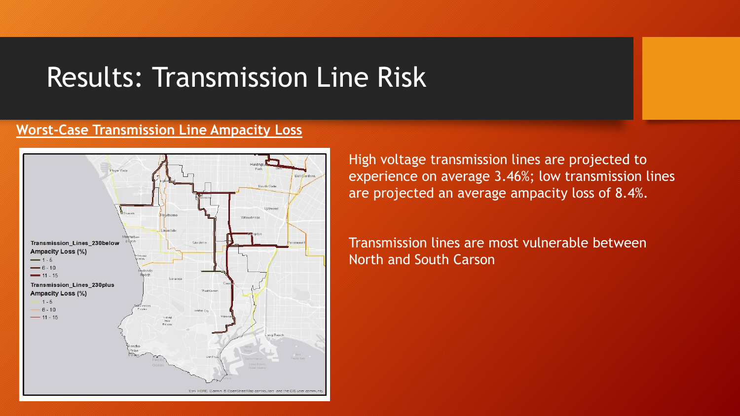# Results: Transmission Line Risk

**Worst-Case Transmission Line Ampacity Loss**

Transmission_Lines_230below
Ampacity Loss (%)
1 - 5
6 - 10
11 - 15
Transmission_Lines_230plus
Ampacity Loss (%)
1 - 5
6 - 10
11 - 15

Esri, HERE, Garmin, © OpenStreetMap contributors, and the GIS user community

High voltage transmission lines are projected to experience on average 3.46%; low transmission lines are projected an average ampacity loss of 8.4%.

Transmission lines are most vulnerable between North and South Carson